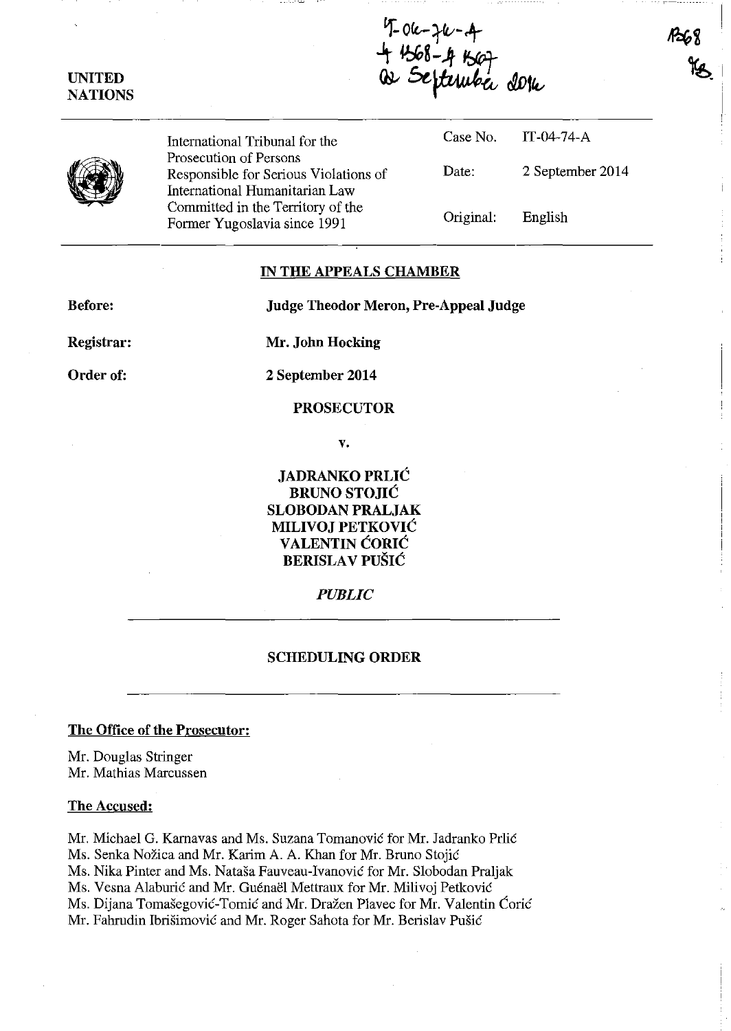IT-04-74-A
4 1568-A 1567
02 September 2014

1568
YB

UNITED NATIONS

| | | |
|---|---|---|
| International Tribunal for the Prosecution of Persons Responsible for Serious Violations of International Humanitarian Law Committed in the Territory of the Former Yugoslavia since 1991 | Case No. | IT-04-74-A |
| | Date: | 2 September 2014 |
| | Original: | English |

## IN THE APPEALS CHAMBER

**Before:** **Judge Theodor Meron, Pre-Appeal Judge**

**Registrar:** **Mr. John Hocking**

**Order of:** **2 September 2014**

**PROSECUTOR**

**v.**

**JADRANKO PRLIĆ**
**BRUNO STOJIĆ**
**SLOBODAN PRALJAK**
**MILIVOJ PETKOVIĆ**
**VALENTIN ĆORIĆ**
**BERISLAV PUŠIĆ**

***PUBLIC***

**SCHEDULING ORDER**

**The Office of the Prosecutor:**

Mr. Douglas Stringer
Mr. Mathias Marcussen

**The Accused:**

Mr. Michael G. Karnavas and Ms. Suzana Tomanović for Mr. Jadranko Prlić
Ms. Senka Nožica and Mr. Karim A. A. Khan for Mr. Bruno Stojić
Ms. Nika Pinter and Ms. Nataša Fauveau-Ivanović for Mr. Slobodan Praljak
Ms. Vesna Alaburić and Mr. Guénaël Mettraux for Mr. Milivoj Petković
Ms. Dijana Tomašegović-Tomić and Mr. Dražen Plavec for Mr. Valentin Ćorić
Mr. Fahrudin Ibrišimović and Mr. Roger Sahota for Mr. Berislav Pušić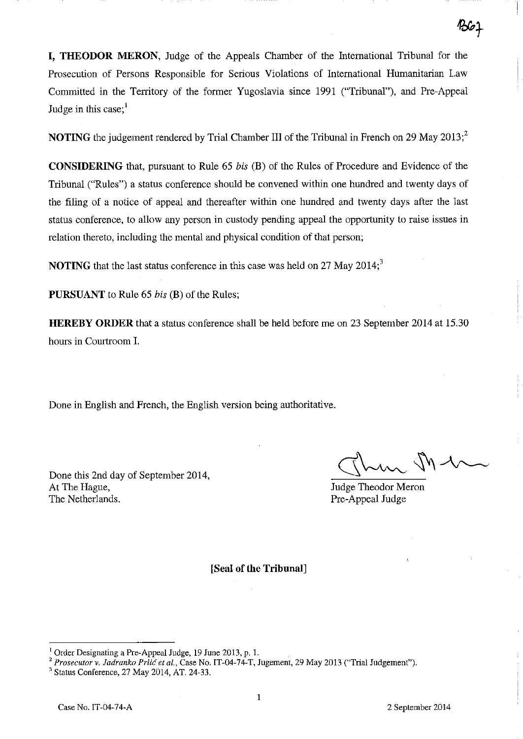**I, THEODOR MERON**, Judge of the Appeals Chamber of the International Tribunal for the Prosecution of Persons Responsible for Serious Violations of International Humanitarian Law Committed in the Territory of the former Yugoslavia since 1991 ("Tribunal"), and Pre-Appeal Judge in this case;[1]

**NOTING** the judgement rendered by Trial Chamber III of the Tribunal in French on 29 May 2013;[2]

**CONSIDERING** that, pursuant to Rule 65 *bis* (B) of the Rules of Procedure and Evidence of the Tribunal ("Rules") a status conference should be convened within one hundred and twenty days of the filing of a notice of appeal and thereafter within one hundred and twenty days after the last status conference, to allow any person in custody pending appeal the opportunity to raise issues in relation thereto, including the mental and physical condition of that person;

**NOTING** that the last status conference in this case was held on 27 May 2014;[3]

**PURSUANT** to Rule 65 *bis* (B) of the Rules;

**HEREBY ORDER** that a status conference shall be held before me on 23 September 2014 at 15.30 hours in Courtroom I.

Done in English and French, the English version being authoritative.

Done this 2nd day of September 2014,
At The Hague,
The Netherlands.

Judge Theodor Meron
Pre-Appeal Judge

**[Seal of the Tribunal]**

---

[1] Order Designating a Pre-Appeal Judge, 19 June 2013, p. 1.

[2] *Prosecutor v. Jadranko Prlić et al.*, Case No. IT-04-74-T, Jugement, 29 May 2013 ("Trial Judgement").

[3] Status Conference, 27 May 2014, AT. 24-33.